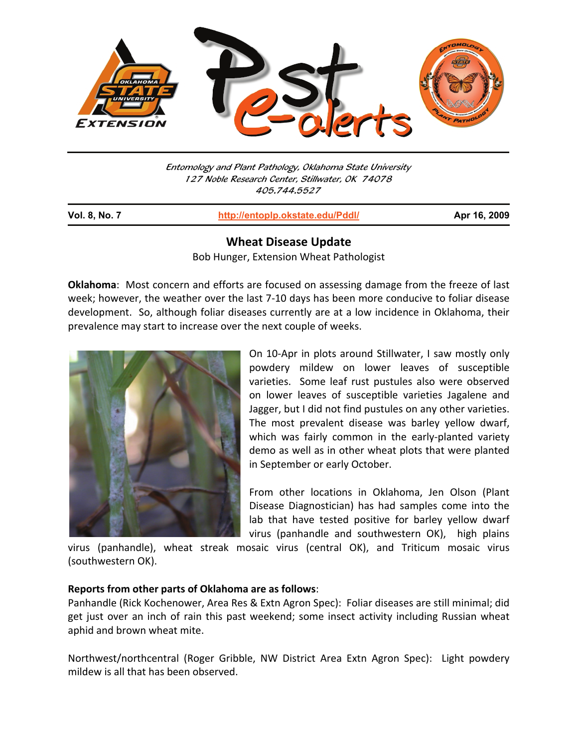Entomology and Plant Pathology, Oklahoma State University
127 Noble Research Center, Stillwater, OK 74078
405.744.5527

**Vol. 8, No. 7** | http://entoplp.okstate.edu/Pddl/ | **Apr 16, 2009**

# Wheat Disease Update

Bob Hunger, Extension Wheat Pathologist

**Oklahoma**: Most concern and efforts are focused on assessing damage from the freeze of last week; however, the weather over the last 7-10 days has been more conducive to foliar disease development. So, although foliar diseases currently are at a low incidence in Oklahoma, their prevalence may start to increase over the next couple of weeks.

On 10-Apr in plots around Stillwater, I saw mostly only powdery mildew on lower leaves of susceptible varieties. Some leaf rust pustules also were observed on lower leaves of susceptible varieties Jagalene and Jagger, but I did not find pustules on any other varieties. The most prevalent disease was barley yellow dwarf, which was fairly common in the early-planted variety demo as well as in other wheat plots that were planted in September or early October.

From other locations in Oklahoma, Jen Olson (Plant Disease Diagnostician) has had samples come into the lab that have tested positive for barley yellow dwarf virus (panhandle and southwestern OK), high plains virus (panhandle), wheat streak mosaic virus (central OK), and Triticum mosaic virus (southwestern OK).

**Reports from other parts of Oklahoma are as follows**:

Panhandle (Rick Kochenower, Area Res & Extn Agron Spec): Foliar diseases are still minimal; did get just over an inch of rain this past weekend; some insect activity including Russian wheat aphid and brown wheat mite.

Northwest/northcentral (Roger Gribble, NW District Area Extn Agron Spec): Light powdery mildew is all that has been observed.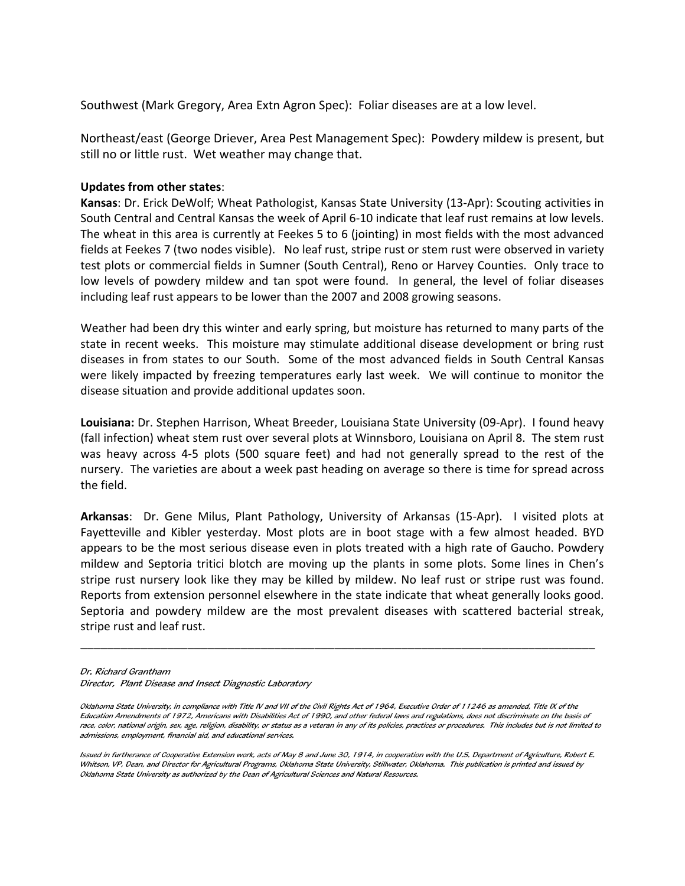Southwest (Mark Gregory, Area Extn Agron Spec): Foliar diseases are at a low level.

Northeast/east (George Driever, Area Pest Management Spec): Powdery mildew is present, but still no or little rust. Wet weather may change that.

**Updates from other states**:

**Kansas**: Dr. Erick DeWolf; Wheat Pathologist, Kansas State University (13-Apr): Scouting activities in South Central and Central Kansas the week of April 6-10 indicate that leaf rust remains at low levels. The wheat in this area is currently at Feekes 5 to 6 (jointing) in most fields with the most advanced fields at Feekes 7 (two nodes visible). No leaf rust, stripe rust or stem rust were observed in variety test plots or commercial fields in Sumner (South Central), Reno or Harvey Counties. Only trace to low levels of powdery mildew and tan spot were found. In general, the level of foliar diseases including leaf rust appears to be lower than the 2007 and 2008 growing seasons.

Weather had been dry this winter and early spring, but moisture has returned to many parts of the state in recent weeks. This moisture may stimulate additional disease development or bring rust diseases in from states to our South. Some of the most advanced fields in South Central Kansas were likely impacted by freezing temperatures early last week. We will continue to monitor the disease situation and provide additional updates soon.

**Louisiana:** Dr. Stephen Harrison, Wheat Breeder, Louisiana State University (09-Apr). I found heavy (fall infection) wheat stem rust over several plots at Winnsboro, Louisiana on April 8. The stem rust was heavy across 4-5 plots (500 square feet) and had not generally spread to the rest of the nursery. The varieties are about a week past heading on average so there is time for spread across the field.

**Arkansas**: Dr. Gene Milus, Plant Pathology, University of Arkansas (15-Apr). I visited plots at Fayetteville and Kibler yesterday. Most plots are in boot stage with a few almost headed. BYD appears to be the most serious disease even in plots treated with a high rate of Gaucho. Powdery mildew and Septoria tritici blotch are moving up the plants in some plots. Some lines in Chen's stripe rust nursery look like they may be killed by mildew. No leaf rust or stripe rust was found. Reports from extension personnel elsewhere in the state indicate that wheat generally looks good. Septoria and powdery mildew are the most prevalent diseases with scattered bacterial streak, stripe rust and leaf rust.

---

*Dr. Richard Grantham*
*Director, Plant Disease and Insect Diagnostic Laboratory*

*Oklahoma State University, in compliance with Title IV and VII of the Civil Rights Act of 1964, Executive Order of 11246 as amended, Title IX of the Education Amendments of 1972, Americans with Disabilities Act of 1990, and other federal laws and regulations, does not discriminate on the basis of race, color, national origin, sex, age, religion, disability, or status as a veteran in any of its policies, practices or procedures. This includes but is not limited to admissions, employment, financial aid, and educational services.*

*Issued in furtherance of Cooperative Extension work, acts of May 8 and June 30, 1914, in cooperation with the U.S. Department of Agriculture, Robert E. Whitson, VP, Dean, and Director for Agricultural Programs, Oklahoma State University, Stillwater, Oklahoma. This publication is printed and issued by Oklahoma State University as authorized by the Dean of Agricultural Sciences and Natural Resources.*